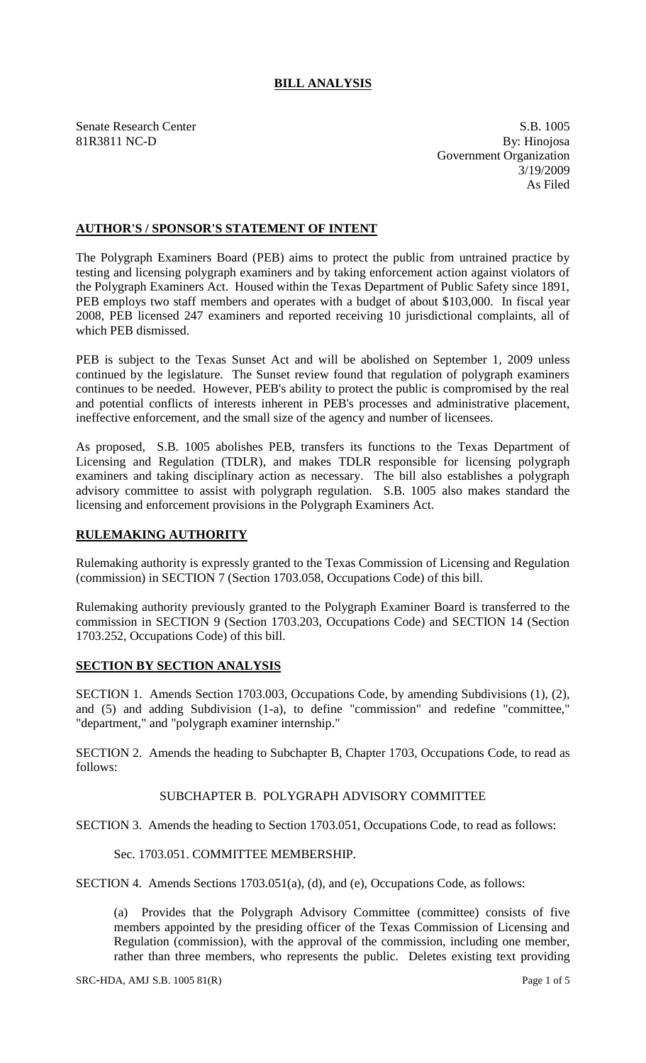# BILL ANALYSIS

Senate Research Center
81R3811 NC-D

S.B. 1005
By: Hinojosa
Government Organization
3/19/2009
As Filed

## AUTHOR'S / SPONSOR'S STATEMENT OF INTENT

The Polygraph Examiners Board (PEB) aims to protect the public from untrained practice by testing and licensing polygraph examiners and by taking enforcement action against violators of the Polygraph Examiners Act. Housed within the Texas Department of Public Safety since 1891, PEB employs two staff members and operates with a budget of about $103,000. In fiscal year 2008, PEB licensed 247 examiners and reported receiving 10 jurisdictional complaints, all of which PEB dismissed.

PEB is subject to the Texas Sunset Act and will be abolished on September 1, 2009 unless continued by the legislature. The Sunset review found that regulation of polygraph examiners continues to be needed. However, PEB's ability to protect the public is compromised by the real and potential conflicts of interests inherent in PEB's processes and administrative placement, ineffective enforcement, and the small size of the agency and number of licensees.

As proposed, S.B. 1005 abolishes PEB, transfers its functions to the Texas Department of Licensing and Regulation (TDLR), and makes TDLR responsible for licensing polygraph examiners and taking disciplinary action as necessary. The bill also establishes a polygraph advisory committee to assist with polygraph regulation. S.B. 1005 also makes standard the licensing and enforcement provisions in the Polygraph Examiners Act.

## RULEMAKING AUTHORITY

Rulemaking authority is expressly granted to the Texas Commission of Licensing and Regulation (commission) in SECTION 7 (Section 1703.058, Occupations Code) of this bill.

Rulemaking authority previously granted to the Polygraph Examiner Board is transferred to the commission in SECTION 9 (Section 1703.203, Occupations Code) and SECTION 14 (Section 1703.252, Occupations Code) of this bill.

## SECTION BY SECTION ANALYSIS

SECTION 1. Amends Section 1703.003, Occupations Code, by amending Subdivisions (1), (2), and (5) and adding Subdivision (1-a), to define "commission" and redefine "committee," "department," and "polygraph examiner internship."

SECTION 2. Amends the heading to Subchapter B, Chapter 1703, Occupations Code, to read as follows:

SUBCHAPTER B. POLYGRAPH ADVISORY COMMITTEE

SECTION 3. Amends the heading to Section 1703.051, Occupations Code, to read as follows:

Sec. 1703.051. COMMITTEE MEMBERSHIP.

SECTION 4. Amends Sections 1703.051(a), (d), and (e), Occupations Code, as follows:

(a) Provides that the Polygraph Advisory Committee (committee) consists of five members appointed by the presiding officer of the Texas Commission of Licensing and Regulation (commission), with the approval of the commission, including one member, rather than three members, who represents the public. Deletes existing text providing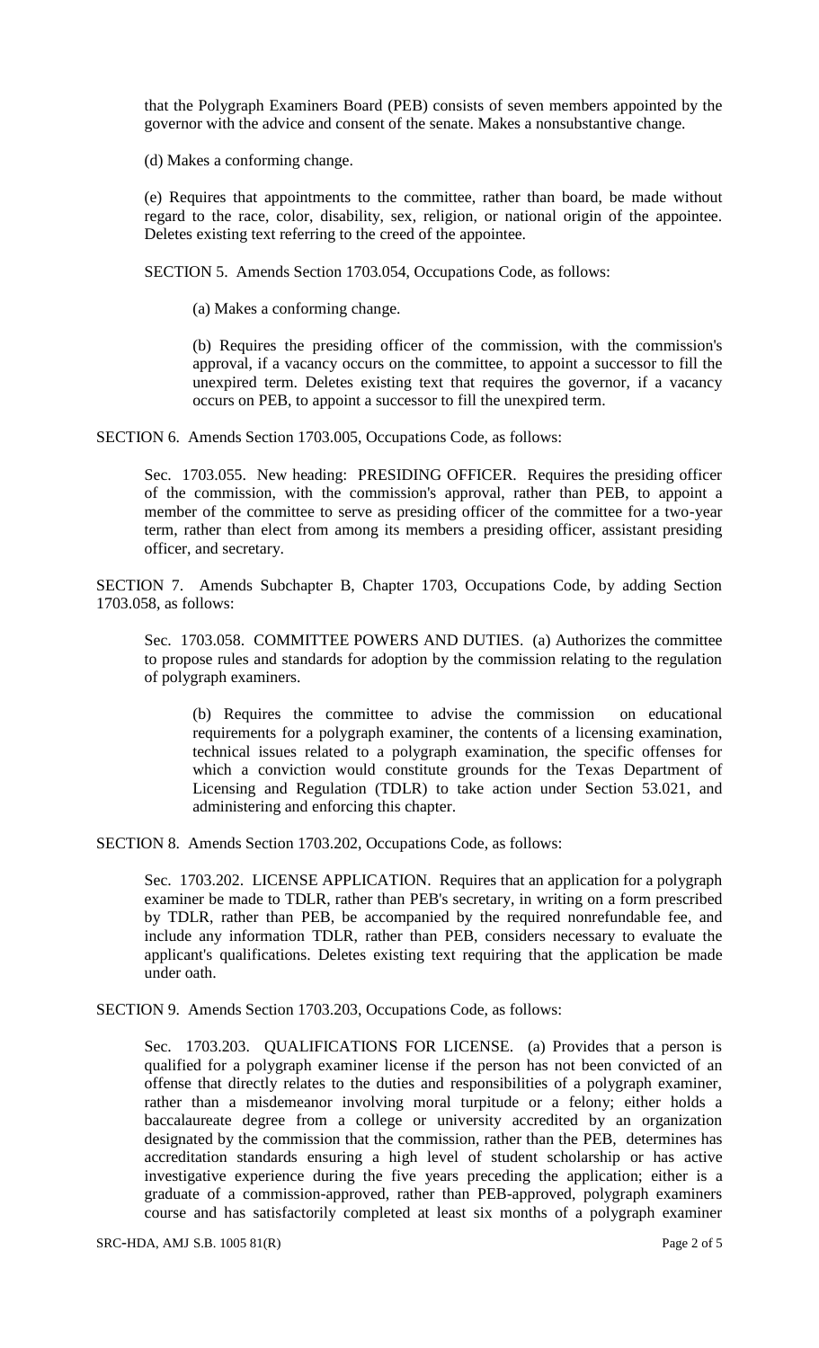that the Polygraph Examiners Board (PEB) consists of seven members appointed by the governor with the advice and consent of the senate. Makes a nonsubstantive change.

(d) Makes a conforming change.

(e) Requires that appointments to the committee, rather than board, be made without regard to the race, color, disability, sex, religion, or national origin of the appointee. Deletes existing text referring to the creed of the appointee.

SECTION 5. Amends Section 1703.054, Occupations Code, as follows:

(a) Makes a conforming change.

(b) Requires the presiding officer of the commission, with the commission's approval, if a vacancy occurs on the committee, to appoint a successor to fill the unexpired term. Deletes existing text that requires the governor, if a vacancy occurs on PEB, to appoint a successor to fill the unexpired term.

SECTION 6. Amends Section 1703.005, Occupations Code, as follows:

Sec. 1703.055. New heading: PRESIDING OFFICER. Requires the presiding officer of the commission, with the commission's approval, rather than PEB, to appoint a member of the committee to serve as presiding officer of the committee for a two-year term, rather than elect from among its members a presiding officer, assistant presiding officer, and secretary.

SECTION 7. Amends Subchapter B, Chapter 1703, Occupations Code, by adding Section 1703.058, as follows:

Sec. 1703.058. COMMITTEE POWERS AND DUTIES. (a) Authorizes the committee to propose rules and standards for adoption by the commission relating to the regulation of polygraph examiners.

(b) Requires the committee to advise the commission on educational requirements for a polygraph examiner, the contents of a licensing examination, technical issues related to a polygraph examination, the specific offenses for which a conviction would constitute grounds for the Texas Department of Licensing and Regulation (TDLR) to take action under Section 53.021, and administering and enforcing this chapter.

SECTION 8. Amends Section 1703.202, Occupations Code, as follows:

Sec. 1703.202. LICENSE APPLICATION. Requires that an application for a polygraph examiner be made to TDLR, rather than PEB's secretary, in writing on a form prescribed by TDLR, rather than PEB, be accompanied by the required nonrefundable fee, and include any information TDLR, rather than PEB, considers necessary to evaluate the applicant's qualifications. Deletes existing text requiring that the application be made under oath.

SECTION 9. Amends Section 1703.203, Occupations Code, as follows:

Sec. 1703.203. QUALIFICATIONS FOR LICENSE. (a) Provides that a person is qualified for a polygraph examiner license if the person has not been convicted of an offense that directly relates to the duties and responsibilities of a polygraph examiner, rather than a misdemeanor involving moral turpitude or a felony; either holds a baccalaureate degree from a college or university accredited by an organization designated by the commission that the commission, rather than the PEB, determines has accreditation standards ensuring a high level of student scholarship or has active investigative experience during the five years preceding the application; either is a graduate of a commission-approved, rather than PEB-approved, polygraph examiners course and has satisfactorily completed at least six months of a polygraph examiner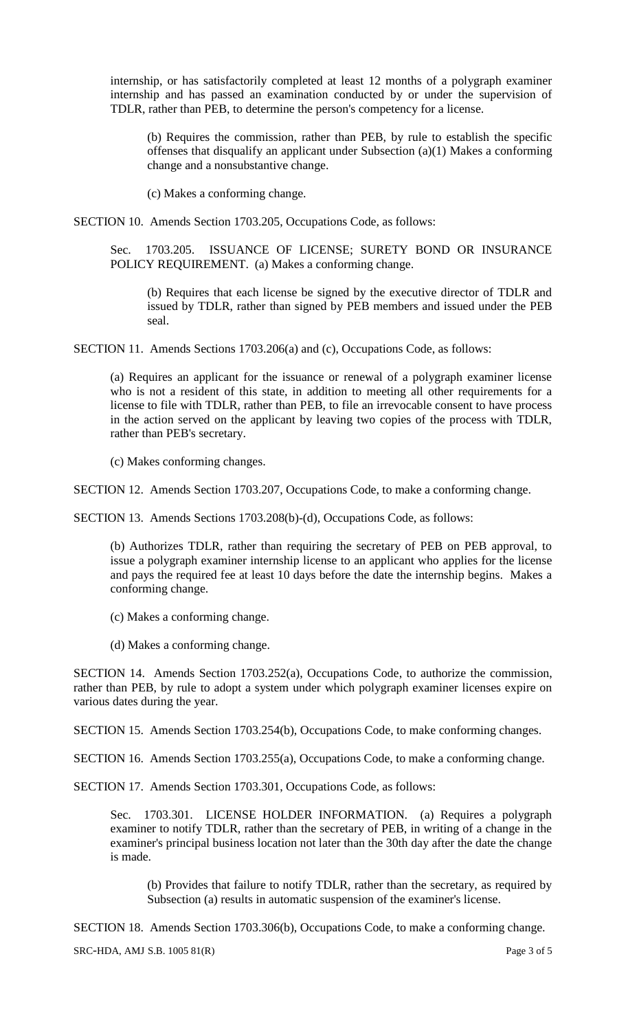internship, or has satisfactorily completed at least 12 months of a polygraph examiner internship and has passed an examination conducted by or under the supervision of TDLR, rather than PEB, to determine the person's competency for a license.

(b) Requires the commission, rather than PEB, by rule to establish the specific offenses that disqualify an applicant under Subsection (a)(1) Makes a conforming change and a nonsubstantive change.

(c) Makes a conforming change.

SECTION 10. Amends Section 1703.205, Occupations Code, as follows:

Sec. 1703.205. ISSUANCE OF LICENSE; SURETY BOND OR INSURANCE POLICY REQUIREMENT. (a) Makes a conforming change.

(b) Requires that each license be signed by the executive director of TDLR and issued by TDLR, rather than signed by PEB members and issued under the PEB seal.

SECTION 11. Amends Sections 1703.206(a) and (c), Occupations Code, as follows:

(a) Requires an applicant for the issuance or renewal of a polygraph examiner license who is not a resident of this state, in addition to meeting all other requirements for a license to file with TDLR, rather than PEB, to file an irrevocable consent to have process in the action served on the applicant by leaving two copies of the process with TDLR, rather than PEB's secretary.

(c) Makes conforming changes.

SECTION 12. Amends Section 1703.207, Occupations Code, to make a conforming change.

SECTION 13. Amends Sections 1703.208(b)-(d), Occupations Code, as follows:

(b) Authorizes TDLR, rather than requiring the secretary of PEB on PEB approval, to issue a polygraph examiner internship license to an applicant who applies for the license and pays the required fee at least 10 days before the date the internship begins. Makes a conforming change.

(c) Makes a conforming change.

(d) Makes a conforming change.

SECTION 14. Amends Section 1703.252(a), Occupations Code, to authorize the commission, rather than PEB, by rule to adopt a system under which polygraph examiner licenses expire on various dates during the year.

SECTION 15. Amends Section 1703.254(b), Occupations Code, to make conforming changes.

SECTION 16. Amends Section 1703.255(a), Occupations Code, to make a conforming change.

SECTION 17. Amends Section 1703.301, Occupations Code, as follows:

Sec. 1703.301. LICENSE HOLDER INFORMATION. (a) Requires a polygraph examiner to notify TDLR, rather than the secretary of PEB, in writing of a change in the examiner's principal business location not later than the 30th day after the date the change is made.

(b) Provides that failure to notify TDLR, rather than the secretary, as required by Subsection (a) results in automatic suspension of the examiner's license.

SECTION 18. Amends Section 1703.306(b), Occupations Code, to make a conforming change.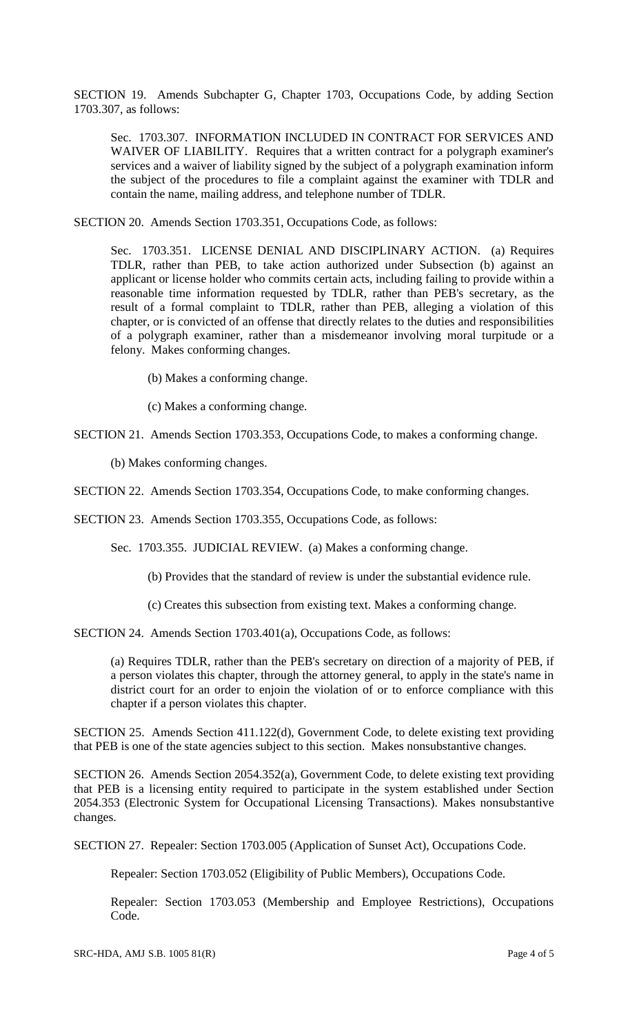SECTION 19. Amends Subchapter G, Chapter 1703, Occupations Code, by adding Section 1703.307, as follows:

Sec. 1703.307. INFORMATION INCLUDED IN CONTRACT FOR SERVICES AND WAIVER OF LIABILITY. Requires that a written contract for a polygraph examiner's services and a waiver of liability signed by the subject of a polygraph examination inform the subject of the procedures to file a complaint against the examiner with TDLR and contain the name, mailing address, and telephone number of TDLR.

SECTION 20. Amends Section 1703.351, Occupations Code, as follows:

Sec. 1703.351. LICENSE DENIAL AND DISCIPLINARY ACTION. (a) Requires TDLR, rather than PEB, to take action authorized under Subsection (b) against an applicant or license holder who commits certain acts, including failing to provide within a reasonable time information requested by TDLR, rather than PEB's secretary, as the result of a formal complaint to TDLR, rather than PEB, alleging a violation of this chapter, or is convicted of an offense that directly relates to the duties and responsibilities of a polygraph examiner, rather than a misdemeanor involving moral turpitude or a felony. Makes conforming changes.

(b) Makes a conforming change.

(c) Makes a conforming change.

SECTION 21. Amends Section 1703.353, Occupations Code, to makes a conforming change.

(b) Makes conforming changes.

SECTION 22. Amends Section 1703.354, Occupations Code, to make conforming changes.

SECTION 23. Amends Section 1703.355, Occupations Code, as follows:

Sec. 1703.355. JUDICIAL REVIEW. (a) Makes a conforming change.

(b) Provides that the standard of review is under the substantial evidence rule.

(c) Creates this subsection from existing text. Makes a conforming change.

SECTION 24. Amends Section 1703.401(a), Occupations Code, as follows:

(a) Requires TDLR, rather than the PEB's secretary on direction of a majority of PEB, if a person violates this chapter, through the attorney general, to apply in the state's name in district court for an order to enjoin the violation of or to enforce compliance with this chapter if a person violates this chapter.

SECTION 25. Amends Section 411.122(d), Government Code, to delete existing text providing that PEB is one of the state agencies subject to this section. Makes nonsubstantive changes.

SECTION 26. Amends Section 2054.352(a), Government Code, to delete existing text providing that PEB is a licensing entity required to participate in the system established under Section 2054.353 (Electronic System for Occupational Licensing Transactions). Makes nonsubstantive changes.

SECTION 27. Repealer: Section 1703.005 (Application of Sunset Act), Occupations Code.

Repealer: Section 1703.052 (Eligibility of Public Members), Occupations Code.

Repealer: Section 1703.053 (Membership and Employee Restrictions), Occupations Code.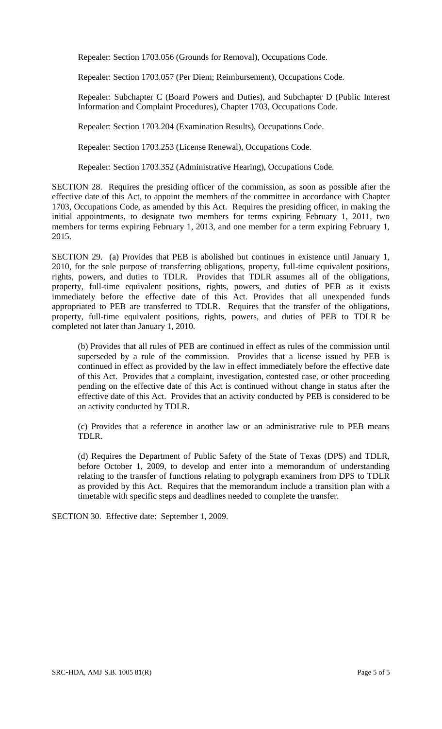Repealer: Section 1703.056 (Grounds for Removal), Occupations Code.

Repealer: Section 1703.057 (Per Diem; Reimbursement), Occupations Code.

Repealer: Subchapter C (Board Powers and Duties), and Subchapter D (Public Interest Information and Complaint Procedures), Chapter 1703, Occupations Code.

Repealer: Section 1703.204 (Examination Results), Occupations Code.

Repealer: Section 1703.253 (License Renewal), Occupations Code.

Repealer: Section 1703.352 (Administrative Hearing), Occupations Code.

SECTION 28. Requires the presiding officer of the commission, as soon as possible after the effective date of this Act, to appoint the members of the committee in accordance with Chapter 1703, Occupations Code, as amended by this Act. Requires the presiding officer, in making the initial appointments, to designate two members for terms expiring February 1, 2011, two members for terms expiring February 1, 2013, and one member for a term expiring February 1, 2015.

SECTION 29. (a) Provides that PEB is abolished but continues in existence until January 1, 2010, for the sole purpose of transferring obligations, property, full-time equivalent positions, rights, powers, and duties to TDLR. Provides that TDLR assumes all of the obligations, property, full-time equivalent positions, rights, powers, and duties of PEB as it exists immediately before the effective date of this Act. Provides that all unexpended funds appropriated to PEB are transferred to TDLR. Requires that the transfer of the obligations, property, full-time equivalent positions, rights, powers, and duties of PEB to TDLR be completed not later than January 1, 2010.

(b) Provides that all rules of PEB are continued in effect as rules of the commission until superseded by a rule of the commission. Provides that a license issued by PEB is continued in effect as provided by the law in effect immediately before the effective date of this Act. Provides that a complaint, investigation, contested case, or other proceeding pending on the effective date of this Act is continued without change in status after the effective date of this Act. Provides that an activity conducted by PEB is considered to be an activity conducted by TDLR.

(c) Provides that a reference in another law or an administrative rule to PEB means TDLR.

(d) Requires the Department of Public Safety of the State of Texas (DPS) and TDLR, before October 1, 2009, to develop and enter into a memorandum of understanding relating to the transfer of functions relating to polygraph examiners from DPS to TDLR as provided by this Act. Requires that the memorandum include a transition plan with a timetable with specific steps and deadlines needed to complete the transfer.

SECTION 30. Effective date: September 1, 2009.